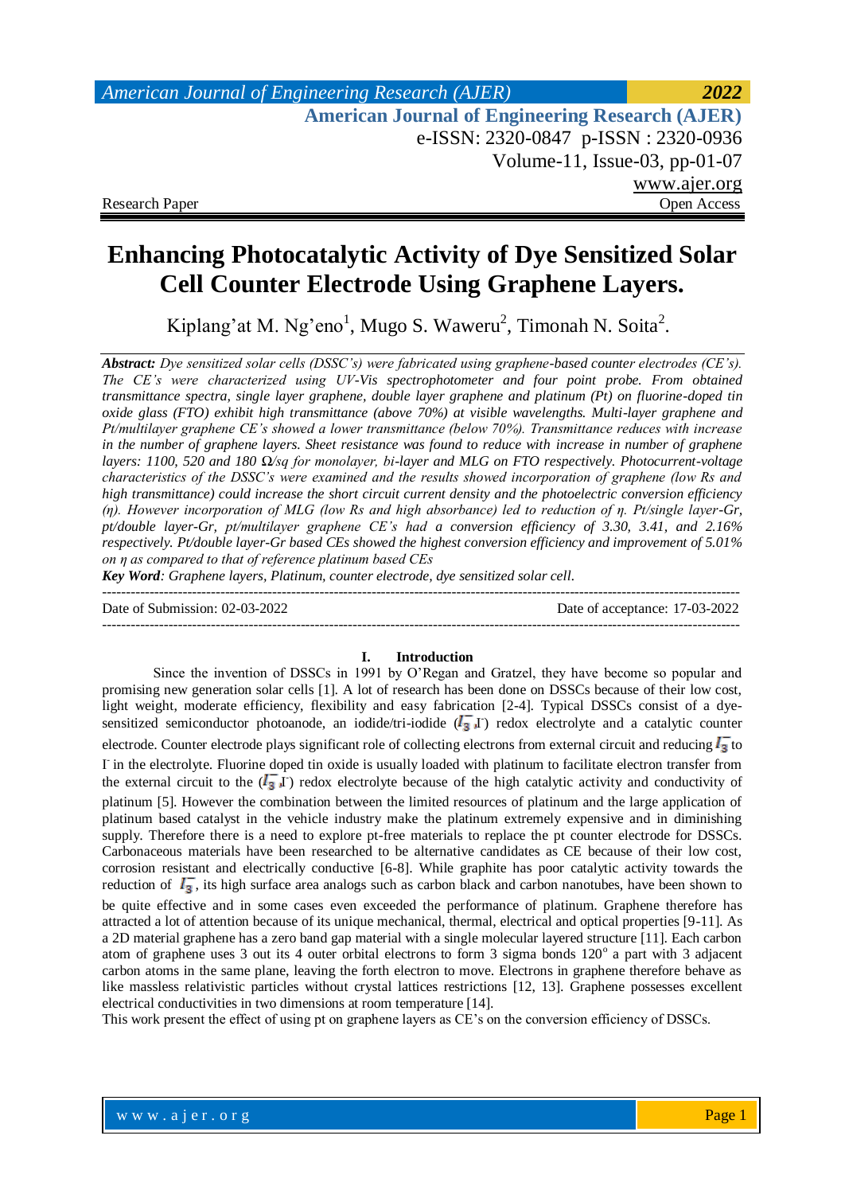Research Paper | Open Access

# Enhancing Photocatalytic Activity of Dye Sensitized Solar Cell Counter Electrode Using Graphene Layers.

Kiplang'at M. Ng'eno[1], Mugo S. Waweru[2], Timonah N. Soita[2].

***Abstract:*** *Dye sensitized solar cells (DSSC's) were fabricated using graphene-based counter electrodes (CE's). The CE's were characterized using UV-Vis spectrophotometer and four point probe. From obtained transmittance spectra, single layer graphene, double layer graphene and platinum (Pt) on fluorine-doped tin oxide glass (FTO) exhibit high transmittance (above 70%) at visible wavelengths. Multi-layer graphene and Pt/multilayer graphene CE's showed a lower transmittance (below 70%). Transmittance reduces with increase in the number of graphene layers. Sheet resistance was found to reduce with increase in number of graphene layers: 1100, 520 and 180 Ω/sq for monolayer, bi-layer and MLG on FTO respectively. Photocurrent-voltage characteristics of the DSSC's were examined and the results showed incorporation of graphene (low Rs and high transmittance) could increase the short circuit current density and the photoelectric conversion efficiency (η). However incorporation of MLG (low Rs and high absorbance) led to reduction of η. Pt/single layer-Gr, pt/double layer-Gr, pt/multilayer graphene CE's had a conversion efficiency of 3.30, 3.41, and 2.16% respectively. Pt/double layer-Gr based CEs showed the highest conversion efficiency and improvement of 5.01% on η as compared to that of reference platinum based CEs*

***Key Word****: Graphene layers, Platinum, counter electrode, dye sensitized solar cell.*

---

Date of Submission: 02-03-2022 | Date of acceptance: 17-03-2022

---

## I. Introduction

Since the invention of DSSCs in 1991 by O'Regan and Gratzel, they have become so popular and promising new generation solar cells [1]. A lot of research has been done on DSSCs because of their low cost, light weight, moderate efficiency, flexibility and easy fabrication [2-4]. Typical DSSCs consist of a dye-sensitized semiconductor photoanode, an iodide/tri-iodide ($I_3^-$,$I^-$) redox electrolyte and a catalytic counter electrode. Counter electrode plays significant role of collecting electrons from external circuit and reducing $I_3^-$ to $I^-$ in the electrolyte. Fluorine doped tin oxide is usually loaded with platinum to facilitate electron transfer from the external circuit to the ($I_3^-$,$I^-$) redox electrolyte because of the high catalytic activity and conductivity of platinum [5]. However the combination between the limited resources of platinum and the large application of platinum based catalyst in the vehicle industry make the platinum extremely expensive and in diminishing supply. Therefore there is a need to explore pt-free materials to replace the pt counter electrode for DSSCs. Carbonaceous materials have been researched to be alternative candidates as CE because of their low cost, corrosion resistant and electrically conductive [6-8]. While graphite has poor catalytic activity towards the reduction of $I_3^-$, its high surface area analogs such as carbon black and carbon nanotubes, have been shown to be quite effective and in some cases even exceeded the performance of platinum. Graphene therefore has attracted a lot of attention because of its unique mechanical, thermal, electrical and optical properties [9-11]. As a 2D material graphene has a zero band gap material with a single molecular layered structure [11]. Each carbon atom of graphene uses 3 out its 4 outer orbital electrons to form 3 sigma bonds 120$^o$ a part with 3 adjacent carbon atoms in the same plane, leaving the forth electron to move. Electrons in graphene therefore behave as like massless relativistic particles without crystal lattices restrictions [12, 13]. Graphene possesses excellent electrical conductivities in two dimensions at room temperature [14].

This work present the effect of using pt on graphene layers as CE's on the conversion efficiency of DSSCs.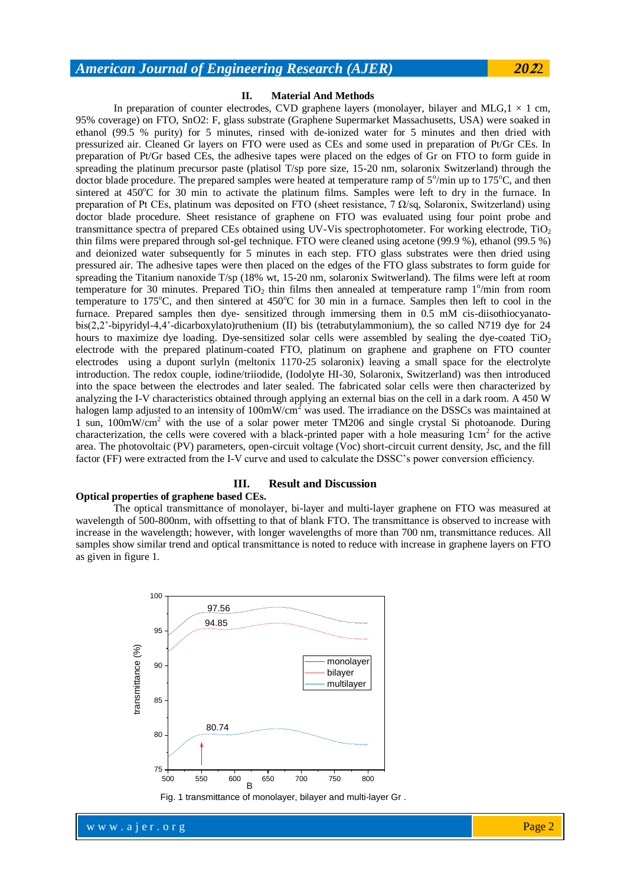## II. Material And Methods

In preparation of counter electrodes, CVD graphene layers (monolayer, bilayer and MLG, $1 \times 1$ cm, 95% coverage) on FTO, SnO2: F, glass substrate (Graphene Supermarket Massachusetts, USA) were soaked in ethanol (99.5 % purity) for 5 minutes, rinsed with de-ionized water for 5 minutes and then dried with pressurized air. Cleaned Gr layers on FTO were used as CEs and some used in preparation of Pt/Gr CEs. In preparation of Pt/Gr based CEs, the adhesive tapes were placed on the edges of Gr on FTO to form guide in spreading the platinum precursor paste (platisol T/sp pore size, 15-20 nm, solaronix Switzerland) through the doctor blade procedure. The prepared samples were heated at temperature ramp of $5^{o}$/min up to $175^{o}$C, and then sintered at $450^{o}$C for 30 min to activate the platinum films. Samples were left to dry in the furnace. In preparation of Pt CEs, platinum was deposited on FTO (sheet resistance, 7 Ω/sq, Solaronix, Switzerland) using doctor blade procedure. Sheet resistance of graphene on FTO was evaluated using four point probe and transmittance spectra of prepared CEs obtained using UV-Vis spectrophotometer. For working electrode, $TiO_2$ thin films were prepared through sol-gel technique. FTO were cleaned using acetone (99.9 %), ethanol (99.5 %) and deionized water subsequently for 5 minutes in each step. FTO glass substrates were then dried using pressured air. The adhesive tapes were then placed on the edges of the FTO glass substrates to form guide for spreading the Titanium nanoxide T/sp (18% wt, 15-20 nm, solaronix Switwerland). The films were left at room temperature for 30 minutes. Prepared $TiO_2$ thin films then annealed at temperature ramp $1^{o}$/min from room temperature to $175^{o}$C, and then sintered at $450^{o}$C for 30 min in a furnace. Samples then left to cool in the furnace. Prepared samples then dye- sensitized through immersing them in 0.5 mM cis-diisothiocyanato-bis(2,2'-bipyridyl-4,4'-dicarboxylato)ruthenium (II) bis (tetrabutylammonium), the so called N719 dye for 24 hours to maximize dye loading. Dye-sensitized solar cells were assembled by sealing the dye-coated $TiO_2$ electrode with the prepared platinum-coated FTO, platinum on graphene and graphene on FTO counter electrodes using a dupont surlyln (meltonix 1170-25 solaronix) leaving a small space for the electrolyte introduction. The redox couple, iodine/triiodide, (Iodolyte HI-30, Solaronix, Switzerland) was then introduced into the space between the electrodes and later sealed. The fabricated solar cells were then characterized by analyzing the I-V characteristics obtained through applying an external bias on the cell in a dark room. A 450 W halogen lamp adjusted to an intensity of $100mW/cm^2$ was used. The irradiance on the DSSCs was maintained at 1 sun, $100mW/cm^2$ with the use of a solar power meter TM206 and single crystal Si photoanode. During characterization, the cells were covered with a black-printed paper with a hole measuring $1cm^2$ for the active area. The photovoltaic (PV) parameters, open-circuit voltage (Voc) short-circuit current density, Jsc, and the fill factor (FF) were extracted from the I-V curve and used to calculate the DSSC's power conversion efficiency.

## III. Result and Discussion

**Optical properties of graphene based CEs.**

The optical transmittance of monolayer, bi-layer and multi-layer graphene on FTO was measured at wavelength of 500-800nm, with offsetting to that of blank FTO. The transmittance is observed to increase with increase in the wavelength; however, with longer wavelengths of more than 700 nm, transmittance reduces. All samples show similar trend and optical transmittance is noted to reduce with increase in graphene layers on FTO as given in figure 1.

Fig. 1 transmittance of monolayer, bilayer and multi-layer Gr .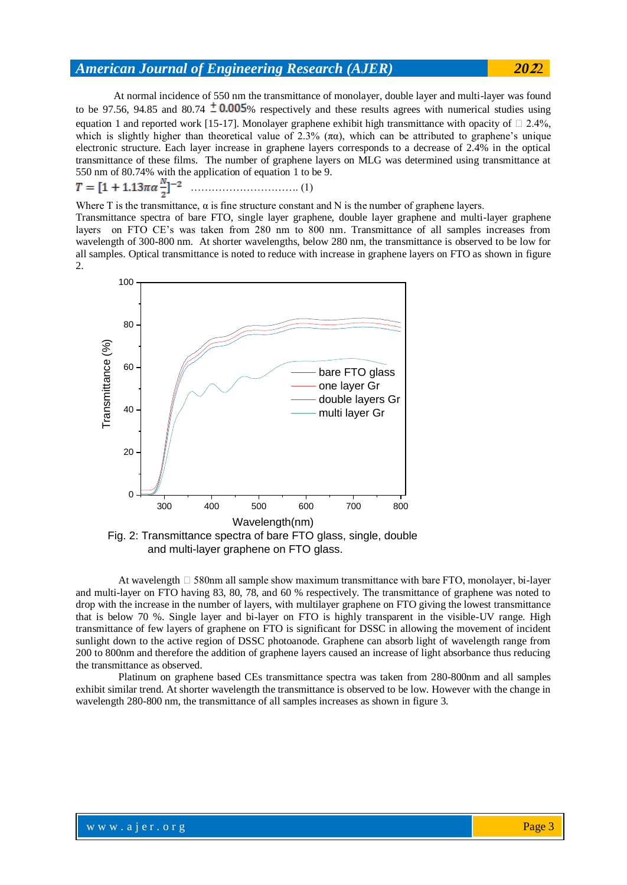At normal incidence of 550 nm the transmittance of monolayer, double layer and multi-layer was found to be 97.56, 94.85 and 80.74 $\pm 0.005$% respectively and these results agrees with numerical studies using equation 1 and reported work [15-17]. Monolayer graphene exhibit high transmittance with opacity of  2.4%, which is slightly higher than theoretical value of 2.3% (πα), which can be attributed to graphene's unique electronic structure. Each layer increase in graphene layers corresponds to a decrease of 2.4% in the optical transmittance of these films. The number of graphene layers on MLG was determined using transmittance at 550 nm of 80.74% with the application of equation 1 to be 9.

$$T = [1 + 1.13\pi\alpha \frac{N}{2}]^{-2} \quad \text{………………………….. (1)}$$

Where T is the transmittance, α is fine structure constant and N is the number of graphene layers.

Transmittance spectra of bare FTO, single layer graphene, double layer graphene and multi-layer graphene layers on FTO CE's was taken from 280 nm to 800 nm. Transmittance of all samples increases from wavelength of 300-800 nm. At shorter wavelengths, below 280 nm, the transmittance is observed to be low for all samples. Optical transmittance is noted to reduce with increase in graphene layers on FTO as shown in figure 2.

Fig. 2: Transmittance spectra of bare FTO glass, single, double and multi-layer graphene on FTO glass.

At wavelength  580nm all sample show maximum transmittance with bare FTO, monolayer, bi-layer and multi-layer on FTO having 83, 80, 78, and 60 % respectively. The transmittance of graphene was noted to drop with the increase in the number of layers, with multilayer graphene on FTO giving the lowest transmittance that is below 70 %. Single layer and bi-layer on FTO is highly transparent in the visible-UV range. High transmittance of few layers of graphene on FTO is significant for DSSC in allowing the movement of incident sunlight down to the active region of DSSC photoanode. Graphene can absorb light of wavelength range from 200 to 800nm and therefore the addition of graphene layers caused an increase of light absorbance thus reducing the transmittance as observed.

Platinum on graphene based CEs transmittance spectra was taken from 280-800nm and all samples exhibit similar trend. At shorter wavelength the transmittance is observed to be low. However with the change in wavelength 280-800 nm, the transmittance of all samples increases as shown in figure 3.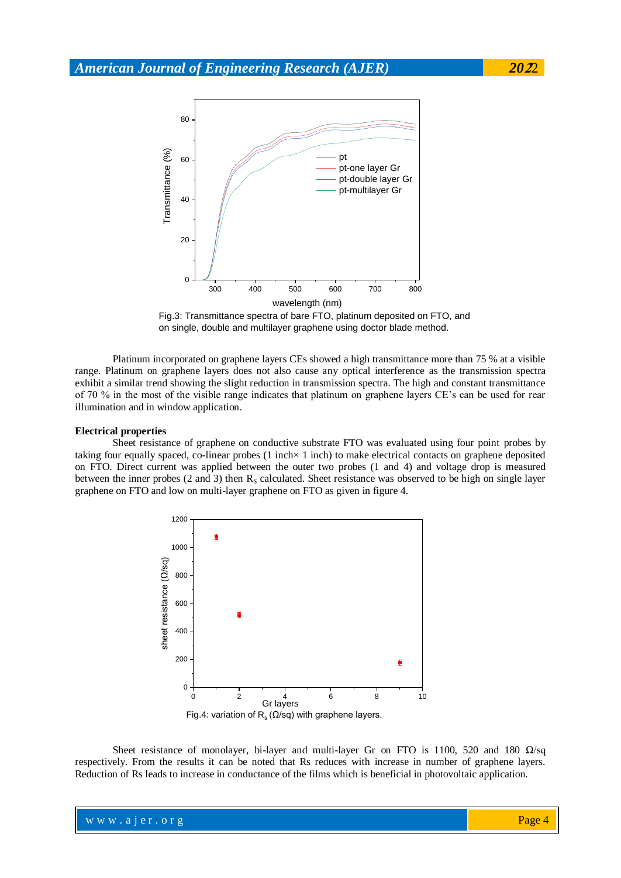Fig.3: Transmittance spectra of bare FTO, platinum deposited on FTO, and on single, double and multilayer graphene using doctor blade method.

Platinum incorporated on graphene layers CEs showed a high transmittance more than 75 % at a visible range. Platinum on graphene layers does not also cause any optical interference as the transmission spectra exhibit a similar trend showing the slight reduction in transmission spectra. The high and constant transmittance of 70 % in the most of the visible range indicates that platinum on graphene layers CE's can be used for rear illumination and in window application.

**Electrical properties**

Sheet resistance of graphene on conductive substrate FTO was evaluated using four point probes by taking four equally spaced, co-linear probes (1 inch× 1 inch) to make electrical contacts on graphene deposited on FTO. Direct current was applied between the outer two probes (1 and 4) and voltage drop is measured between the inner probes (2 and 3) then $R_S$ calculated. Sheet resistance was observed to be high on single layer graphene on FTO and low on multi-layer graphene on FTO as given in figure 4.

Fig.4: variation of $R_s$ (Ω/sq) with graphene layers.

Sheet resistance of monolayer, bi-layer and multi-layer Gr on FTO is 1100, 520 and 180 Ω/sq respectively. From the results it can be noted that Rs reduces with increase in number of graphene layers. Reduction of Rs leads to increase in conductance of the films which is beneficial in photovoltaic application.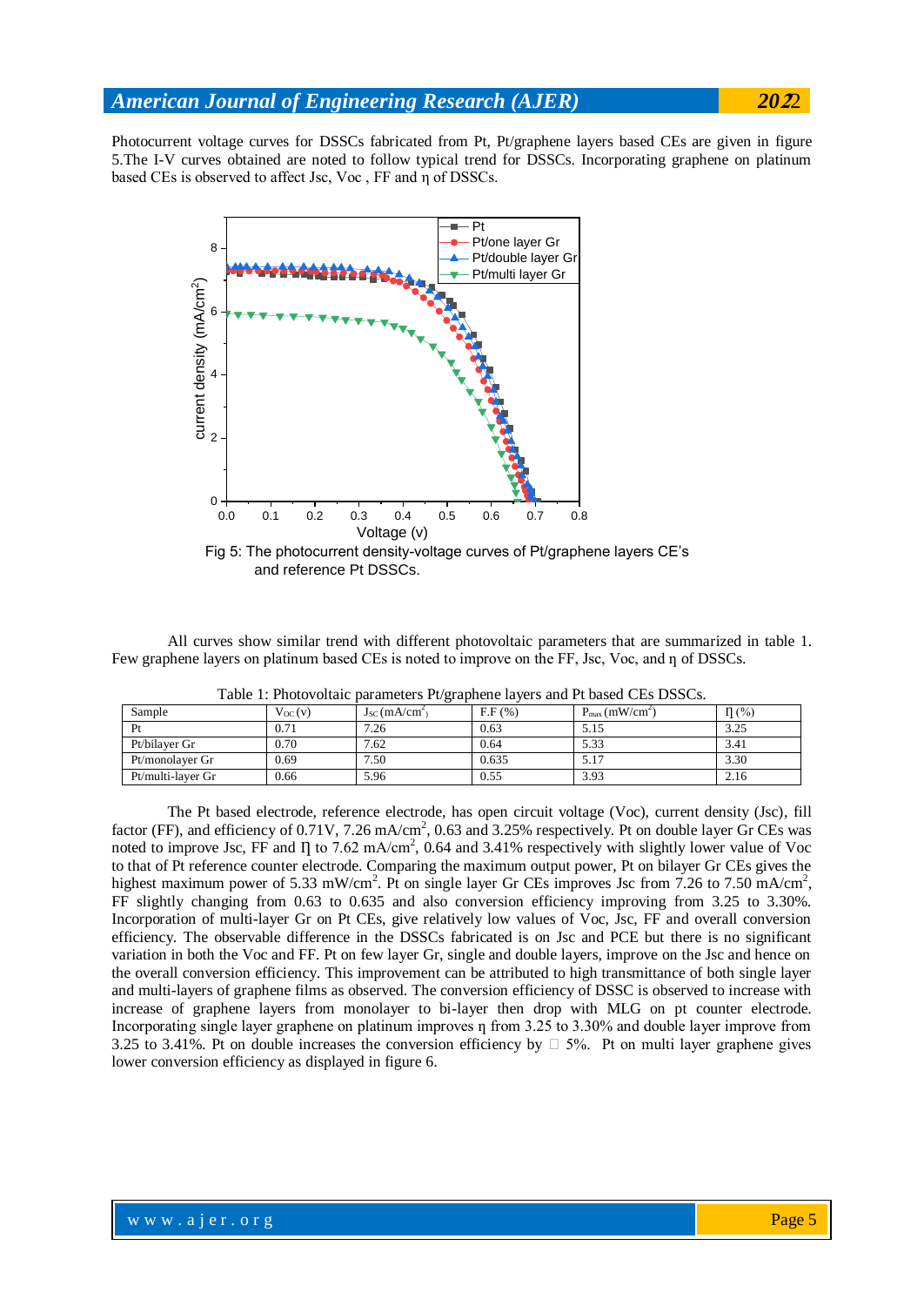Photocurrent voltage curves for DSSCs fabricated from Pt, Pt/graphene layers based CEs are given in figure 5.The I-V curves obtained are noted to follow typical trend for DSSCs. Incorporating graphene on platinum based CEs is observed to affect Jsc, Voc , FF and η of DSSCs.

Fig 5: The photocurrent density-voltage curves of Pt/graphene layers CE's and reference Pt DSSCs.

All curves show similar trend with different photovoltaic parameters that are summarized in table 1. Few graphene layers on platinum based CEs is noted to improve on the FF, Jsc, Voc, and η of DSSCs.

Table 1: Photovoltaic parameters Pt/graphene layers and Pt based CEs DSSCs.

| Sample | $V_{OC}$ (v) | $J_{SC}$ (mA/cm$^2$) | F.F (%) | $P_{max}$ (mW/cm$^2$) | Ŋ (%) |
|---|---|---|---|---|---|
| Pt | 0.71 | 7.26 | 0.63 | 5.15 | 3.25 |
| Pt/bilayer Gr | 0.70 | 7.62 | 0.64 | 5.33 | 3.41 |
| Pt/monolayer Gr | 0.69 | 7.50 | 0.635 | 5.17 | 3.30 |
| Pt/multi-layer Gr | 0.66 | 5.96 | 0.55 | 3.93 | 2.16 |

The Pt based electrode, reference electrode, has open circuit voltage (Voc), current density (Jsc), fill factor (FF), and efficiency of 0.71V, 7.26 mA/cm$^2$, 0.63 and 3.25% respectively. Pt on double layer Gr CEs was noted to improve Jsc, FF and Ŋ to 7.62 mA/cm$^2$, 0.64 and 3.41% respectively with slightly lower value of Voc to that of Pt reference counter electrode. Comparing the maximum output power, Pt on bilayer Gr CEs gives the highest maximum power of 5.33 mW/cm$^2$. Pt on single layer Gr CEs improves Jsc from 7.26 to 7.50 mA/cm$^2$, FF slightly changing from 0.63 to 0.635 and also conversion efficiency improving from 3.25 to 3.30%. Incorporation of multi-layer Gr on Pt CEs, give relatively low values of Voc, Jsc, FF and overall conversion efficiency. The observable difference in the DSSCs fabricated is on Jsc and PCE but there is no significant variation in both the Voc and FF. Pt on few layer Gr, single and double layers, improve on the Jsc and hence on the overall conversion efficiency. This improvement can be attributed to high transmittance of both single layer and multi-layers of graphene films as observed. The conversion efficiency of DSSC is observed to increase with increase of graphene layers from monolayer to bi-layer then drop with MLG on pt counter electrode. Incorporating single layer graphene on platinum improves η from 3.25 to 3.30% and double layer improve from 3.25 to 3.41%. Pt on double increases the conversion efficiency by □ 5%. Pt on multi layer graphene gives lower conversion efficiency as displayed in figure 6.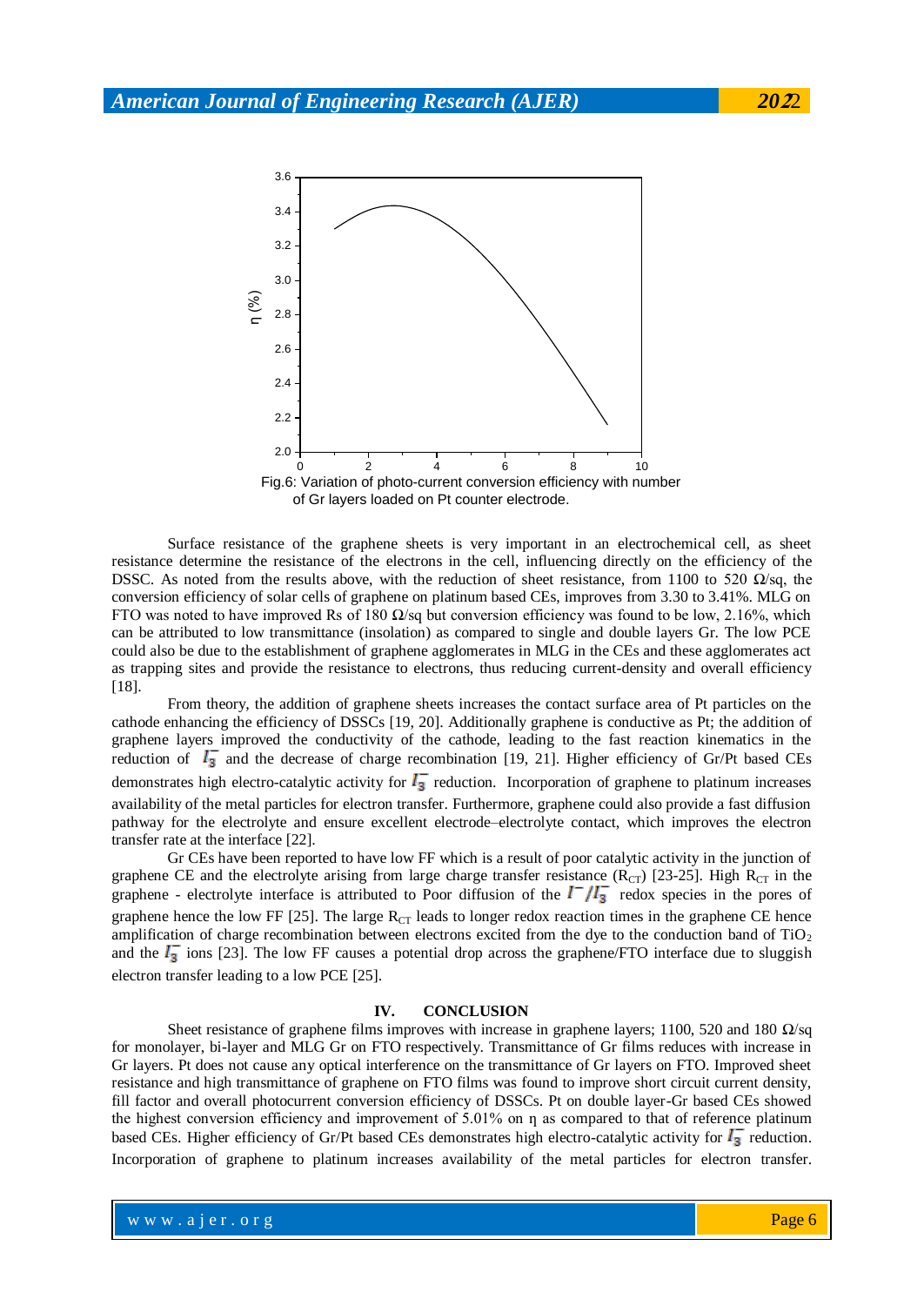Fig.6: Variation of photo-current conversion efficiency with number of Gr layers loaded on Pt counter electrode.

Surface resistance of the graphene sheets is very important in an electrochemical cell, as sheet resistance determine the resistance of the electrons in the cell, influencing directly on the efficiency of the DSSC. As noted from the results above, with the reduction of sheet resistance, from 1100 to 520 Ω/sq, the conversion efficiency of solar cells of graphene on platinum based CEs, improves from 3.30 to 3.41%. MLG on FTO was noted to have improved Rs of 180 Ω/sq but conversion efficiency was found to be low, 2.16%, which can be attributed to low transmittance (insolation) as compared to single and double layers Gr. The low PCE could also be due to the establishment of graphene agglomerates in MLG in the CEs and these agglomerates act as trapping sites and provide the resistance to electrons, thus reducing current-density and overall efficiency [18].

From theory, the addition of graphene sheets increases the contact surface area of Pt particles on the cathode enhancing the efficiency of DSSCs [19, 20]. Additionally graphene is conductive as Pt; the addition of graphene layers improved the conductivity of the cathode, leading to the fast reaction kinematics in the reduction of $I_3^-$ and the decrease of charge recombination [19, 21]. Higher efficiency of Gr/Pt based CEs demonstrates high electro-catalytic activity for $I_3^-$ reduction. Incorporation of graphene to platinum increases availability of the metal particles for electron transfer. Furthermore, graphene could also provide a fast diffusion pathway for the electrolyte and ensure excellent electrode–electrolyte contact, which improves the electron transfer rate at the interface [22].

Gr CEs have been reported to have low FF which is a result of poor catalytic activity in the junction of graphene CE and the electrolyte arising from large charge transfer resistance ($R_{CT}$) [23-25]. High $R_{CT}$ in the graphene - electrolyte interface is attributed to Poor diffusion of the $I^-/I_3^-$ redox species in the pores of graphene hence the low FF [25]. The large $R_{CT}$ leads to longer redox reaction times in the graphene CE hence amplification of charge recombination between electrons excited from the dye to the conduction band of $TiO_2$ and the $I_3^-$ ions [23]. The low FF causes a potential drop across the graphene/FTO interface due to sluggish electron transfer leading to a low PCE [25].

## IV. CONCLUSION

Sheet resistance of graphene films improves with increase in graphene layers; 1100, 520 and 180 Ω/sq for monolayer, bi-layer and MLG Gr on FTO respectively. Transmittance of Gr films reduces with increase in Gr layers. Pt does not cause any optical interference on the transmittance of Gr layers on FTO. Improved sheet resistance and high transmittance of graphene on FTO films was found to improve short circuit current density, fill factor and overall photocurrent conversion efficiency of DSSCs. Pt on double layer-Gr based CEs showed the highest conversion efficiency and improvement of 5.01% on η as compared to that of reference platinum based CEs. Higher efficiency of Gr/Pt based CEs demonstrates high electro-catalytic activity for $I_3^-$ reduction. Incorporation of graphene to platinum increases availability of the metal particles for electron transfer.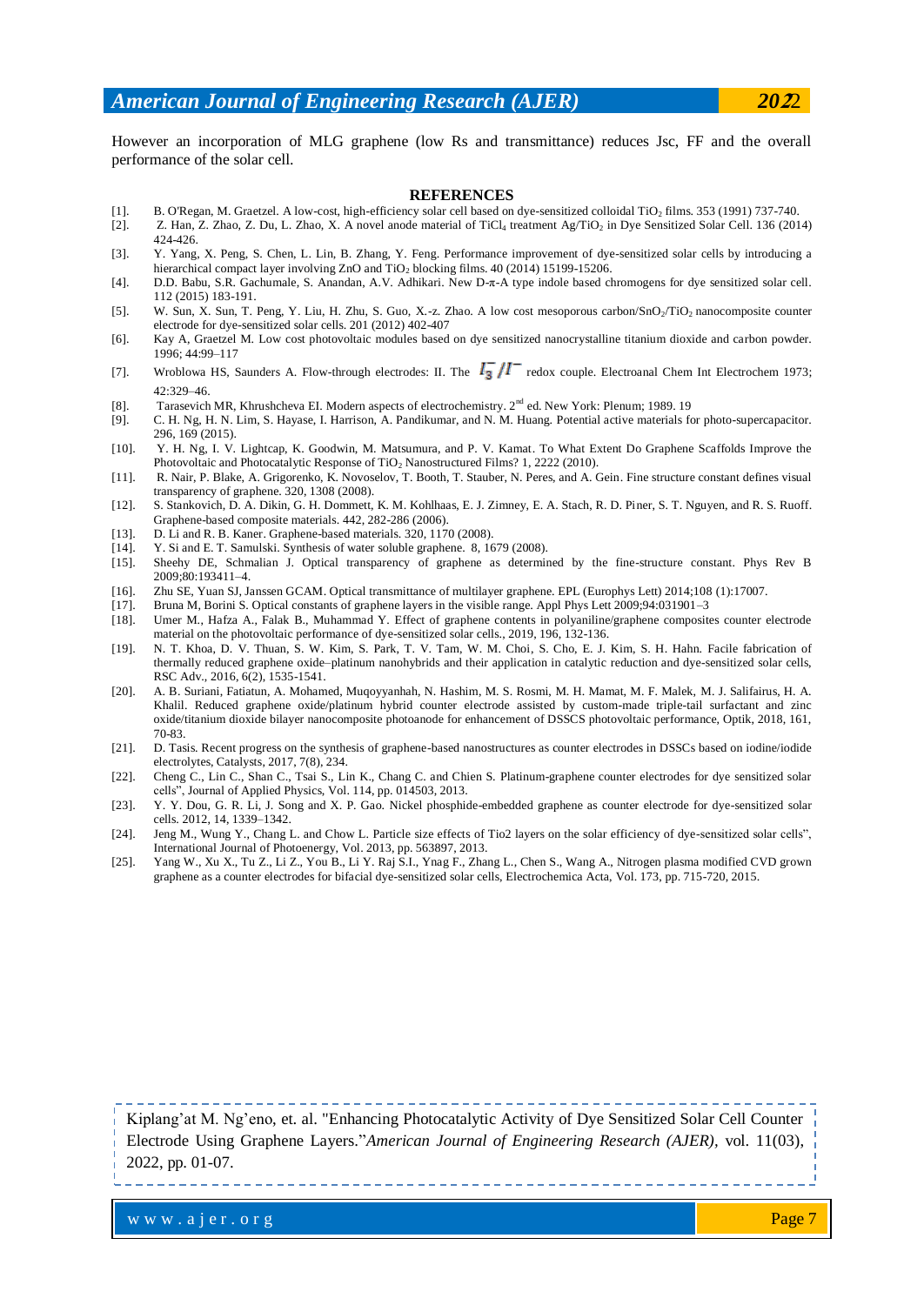However an incorporation of MLG graphene (low Rs and transmittance) reduces Jsc, FF and the overall performance of the solar cell.

## REFERENCES

[1]. B. O'Regan, M. Graetzel. A low-cost, high-efficiency solar cell based on dye-sensitized colloidal $TiO_2$ films. 353 (1991) 737-740.

[2]. Z. Han, Z. Zhao, Z. Du, L. Zhao, X. A novel anode material of $TiCl_4$ treatment $Ag/TiO_2$ in Dye Sensitized Solar Cell. 136 (2014) 424-426.

[3]. Y. Yang, X. Peng, S. Chen, L. Lin, B. Zhang, Y. Feng. Performance improvement of dye-sensitized solar cells by introducing a hierarchical compact layer involving ZnO and $TiO_2$ blocking films. 40 (2014) 15199-15206.

[4]. D.D. Babu, S.R. Gachumale, S. Anandan, A.V. Adhikari. New D-π-A type indole based chromogens for dye sensitized solar cell. 112 (2015) 183-191.

[5]. W. Sun, X. Sun, T. Peng, Y. Liu, H. Zhu, S. Guo, X.-z. Zhao. A low cost mesoporous carbon/$SnO_2$/$TiO_2$ nanocomposite counter electrode for dye-sensitized solar cells. 201 (2012) 402-407

[6]. Kay A, Graetzel M. Low cost photovoltaic modules based on dye sensitized nanocrystalline titanium dioxide and carbon powder. 1996; 44:99–117

[7]. Wroblowa HS, Saunders A. Flow-through electrodes: II. The $I_3^-/I^-$ redox couple. Electroanal Chem Int Electrochem 1973; 42:329–46.

[8]. Tarasevich MR, Khrushcheva EI. Modern aspects of electrochemistry. 2nd ed. New York: Plenum; 1989. 19

[9]. C. H. Ng, H. N. Lim, S. Hayase, I. Harrison, A. Pandikumar, and N. M. Huang. Potential active materials for photo-supercapacitor. 296, 169 (2015).

[10]. Y. H. Ng, I. V. Lightcap, K. Goodwin, M. Matsumura, and P. V. Kamat. To What Extent Do Graphene Scaffolds Improve the Photovoltaic and Photocatalytic Response of $TiO_2$ Nanostructured Films? 1, 2222 (2010).

[11]. R. Nair, P. Blake, A. Grigorenko, K. Novoselov, T. Booth, T. Stauber, N. Peres, and A. Gein. Fine structure constant defines visual transparency of graphene. 320, 1308 (2008).

[12]. S. Stankovich, D. A. Dikin, G. H. Dommett, K. M. Kohlhaas, E. J. Zimney, E. A. Stach, R. D. Piner, S. T. Nguyen, and R. S. Ruoff. Graphene-based composite materials. 442, 282-286 (2006).

[13]. D. Li and R. B. Kaner. Graphene-based materials. 320, 1170 (2008).

[14]. Y. Si and E. T. Samulski. Synthesis of water soluble graphene. 8, 1679 (2008).

[15]. Sheehy DE, Schmalian J. Optical transparency of graphene as determined by the fine-structure constant. Phys Rev B 2009;80:193411–4.

[16]. Zhu SE, Yuan SJ, Janssen GCAM. Optical transmittance of multilayer graphene. EPL (Europhys Lett) 2014;108 (1):17007.

[17]. Bruna M, Borini S. Optical constants of graphene layers in the visible range. Appl Phys Lett 2009;94:031901–3

[18]. Umer M., Hafza A., Falak B., Muhammad Y. Effect of graphene contents in polyaniline/graphene composites counter electrode material on the photovoltaic performance of dye-sensitized solar cells., 2019, 196, 132-136.

[19]. N. T. Khoa, D. V. Thuan, S. W. Kim, S. Park, T. V. Tam, W. M. Choi, S. Cho, E. J. Kim, S. H. Hahn. Facile fabrication of thermally reduced graphene oxide–platinum nanohybrids and their application in catalytic reduction and dye-sensitized solar cells, RSC Adv., 2016, 6(2), 1535-1541.

[20]. A. B. Suriani, Fatiatun, A. Mohamed, Muqoyyanhah, N. Hashim, M. S. Rosmi, M. H. Mamat, M. F. Malek, M. J. Salifairus, H. A. Khalil. Reduced graphene oxide/platinum hybrid counter electrode assisted by custom-made triple-tail surfactant and zinc oxide/titanium dioxide bilayer nanocomposite photoanode for enhancement of DSSCS photovoltaic performance, Optik, 2018, 161, 70-83.

[21]. D. Tasis. Recent progress on the synthesis of graphene-based nanostructures as counter electrodes in DSSCs based on iodine/iodide electrolytes, Catalysts, 2017, 7(8), 234.

[22]. Cheng C., Lin C., Shan C., Tsai S., Lin K., Chang C. and Chien S. Platinum-graphene counter electrodes for dye sensitized solar cells", Journal of Applied Physics, Vol. 114, pp. 014503, 2013.

[23]. Y. Y. Dou, G. R. Li, J. Song and X. P. Gao. Nickel phosphide-embedded graphene as counter electrode for dye-sensitized solar cells. 2012, 14, 1339–1342.

[24]. Jeng M., Wung Y., Chang L. and Chow L. Particle size effects of Tio2 layers on the solar efficiency of dye-sensitized solar cells", International Journal of Photoenergy, Vol. 2013, pp. 563897, 2013.

[25]. Yang W., Xu X., Tu Z., Li Z., You B., Li Y. Raj S.I., Ynag F., Zhang L., Chen S., Wang A., Nitrogen plasma modified CVD grown graphene as a counter electrodes for bifacial dye-sensitized solar cells, Electrochemica Acta, Vol. 173, pp. 715-720, 2015.

Kiplang'at M. Ng'eno, et. al. "Enhancing Photocatalytic Activity of Dye Sensitized Solar Cell Counter Electrode Using Graphene Layers."*American Journal of Engineering Research (AJER)*, vol. 11(03), 2022, pp. 01-07.